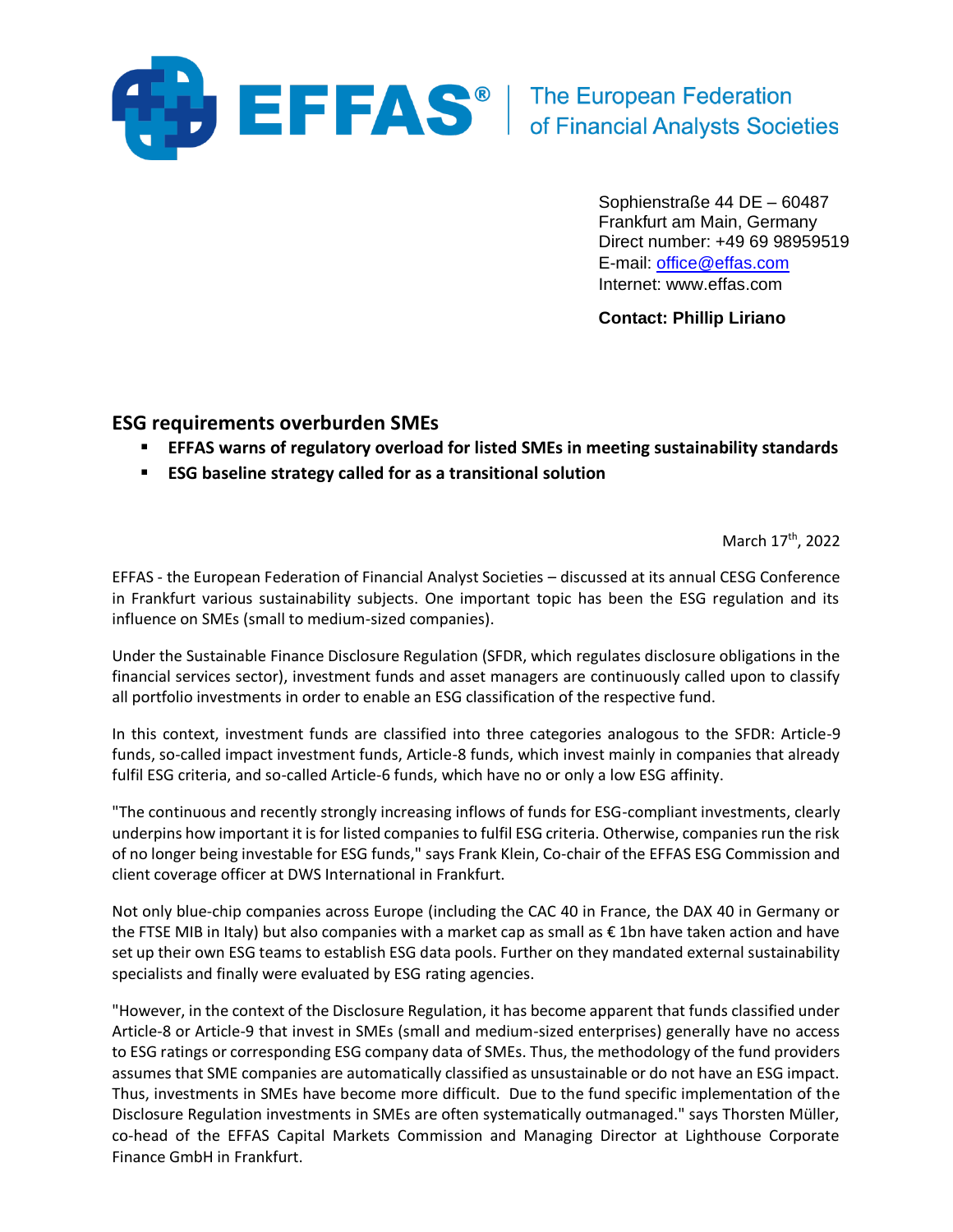EFFAS® | The European Federation of Financial Analysts Societies

Sophienstraße 44 DE – 60487
Frankfurt am Main, Germany
Direct number: +49 69 98959519
E-mail: office@effas.com
Internet: www.effas.com

**Contact: Phillip Liriano**

## ESG requirements overburden SMEs

- **EFFAS warns of regulatory overload for listed SMEs in meeting sustainability standards**
- **ESG baseline strategy called for as a transitional solution**

March 17th, 2022

EFFAS - the European Federation of Financial Analyst Societies – discussed at its annual CESG Conference in Frankfurt various sustainability subjects. One important topic has been the ESG regulation and its influence on SMEs (small to medium-sized companies).

Under the Sustainable Finance Disclosure Regulation (SFDR, which regulates disclosure obligations in the financial services sector), investment funds and asset managers are continuously called upon to classify all portfolio investments in order to enable an ESG classification of the respective fund.

In this context, investment funds are classified into three categories analogous to the SFDR: Article-9 funds, so-called impact investment funds, Article-8 funds, which invest mainly in companies that already fulfil ESG criteria, and so-called Article-6 funds, which have no or only a low ESG affinity.

"The continuous and recently strongly increasing inflows of funds for ESG-compliant investments, clearly underpins how important it is for listed companies to fulfil ESG criteria. Otherwise, companies run the risk of no longer being investable for ESG funds," says Frank Klein, Co-chair of the EFFAS ESG Commission and client coverage officer at DWS International in Frankfurt.

Not only blue-chip companies across Europe (including the CAC 40 in France, the DAX 40 in Germany or the FTSE MIB in Italy) but also companies with a market cap as small as € 1bn have taken action and have set up their own ESG teams to establish ESG data pools. Further on they mandated external sustainability specialists and finally were evaluated by ESG rating agencies.

"However, in the context of the Disclosure Regulation, it has become apparent that funds classified under Article-8 or Article-9 that invest in SMEs (small and medium-sized enterprises) generally have no access to ESG ratings or corresponding ESG company data of SMEs. Thus, the methodology of the fund providers assumes that SME companies are automatically classified as unsustainable or do not have an ESG impact. Thus, investments in SMEs have become more difficult. Due to the fund specific implementation of the Disclosure Regulation investments in SMEs are often systematically outmanaged." says Thorsten Müller, co-head of the EFFAS Capital Markets Commission and Managing Director at Lighthouse Corporate Finance GmbH in Frankfurt.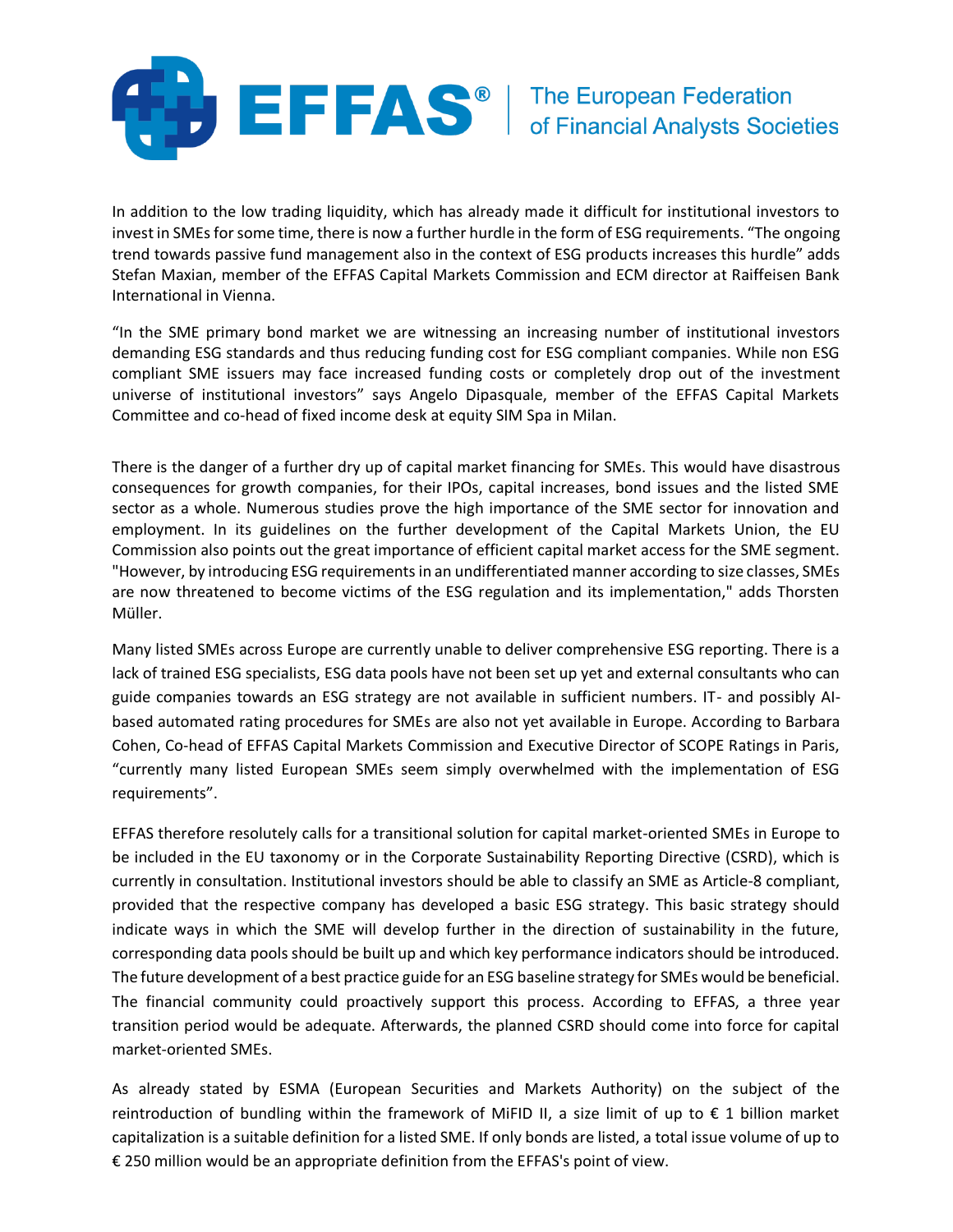In addition to the low trading liquidity, which has already made it difficult for institutional investors to invest in SMEs for some time, there is now a further hurdle in the form of ESG requirements. "The ongoing trend towards passive fund management also in the context of ESG products increases this hurdle" adds Stefan Maxian, member of the EFFAS Capital Markets Commission and ECM director at Raiffeisen Bank International in Vienna.

"In the SME primary bond market we are witnessing an increasing number of institutional investors demanding ESG standards and thus reducing funding cost for ESG compliant companies. While non ESG compliant SME issuers may face increased funding costs or completely drop out of the investment universe of institutional investors" says Angelo Dipasquale, member of the EFFAS Capital Markets Committee and co-head of fixed income desk at equity SIM Spa in Milan.

There is the danger of a further dry up of capital market financing for SMEs. This would have disastrous consequences for growth companies, for their IPOs, capital increases, bond issues and the listed SME sector as a whole. Numerous studies prove the high importance of the SME sector for innovation and employment. In its guidelines on the further development of the Capital Markets Union, the EU Commission also points out the great importance of efficient capital market access for the SME segment. "However, by introducing ESG requirements in an undifferentiated manner according to size classes, SMEs are now threatened to become victims of the ESG regulation and its implementation," adds Thorsten Müller.

Many listed SMEs across Europe are currently unable to deliver comprehensive ESG reporting. There is a lack of trained ESG specialists, ESG data pools have not been set up yet and external consultants who can guide companies towards an ESG strategy are not available in sufficient numbers. IT- and possibly AI-based automated rating procedures for SMEs are also not yet available in Europe. According to Barbara Cohen, Co-head of EFFAS Capital Markets Commission and Executive Director of SCOPE Ratings in Paris, "currently many listed European SMEs seem simply overwhelmed with the implementation of ESG requirements".

EFFAS therefore resolutely calls for a transitional solution for capital market-oriented SMEs in Europe to be included in the EU taxonomy or in the Corporate Sustainability Reporting Directive (CSRD), which is currently in consultation. Institutional investors should be able to classify an SME as Article-8 compliant, provided that the respective company has developed a basic ESG strategy. This basic strategy should indicate ways in which the SME will develop further in the direction of sustainability in the future, corresponding data pools should be built up and which key performance indicators should be introduced. The future development of a best practice guide for an ESG baseline strategy for SMEs would be beneficial. The financial community could proactively support this process. According to EFFAS, a three year transition period would be adequate. Afterwards, the planned CSRD should come into force for capital market-oriented SMEs.

As already stated by ESMA (European Securities and Markets Authority) on the subject of the reintroduction of bundling within the framework of MiFID II, a size limit of up to € 1 billion market capitalization is a suitable definition for a listed SME. If only bonds are listed, a total issue volume of up to € 250 million would be an appropriate definition from the EFFAS's point of view.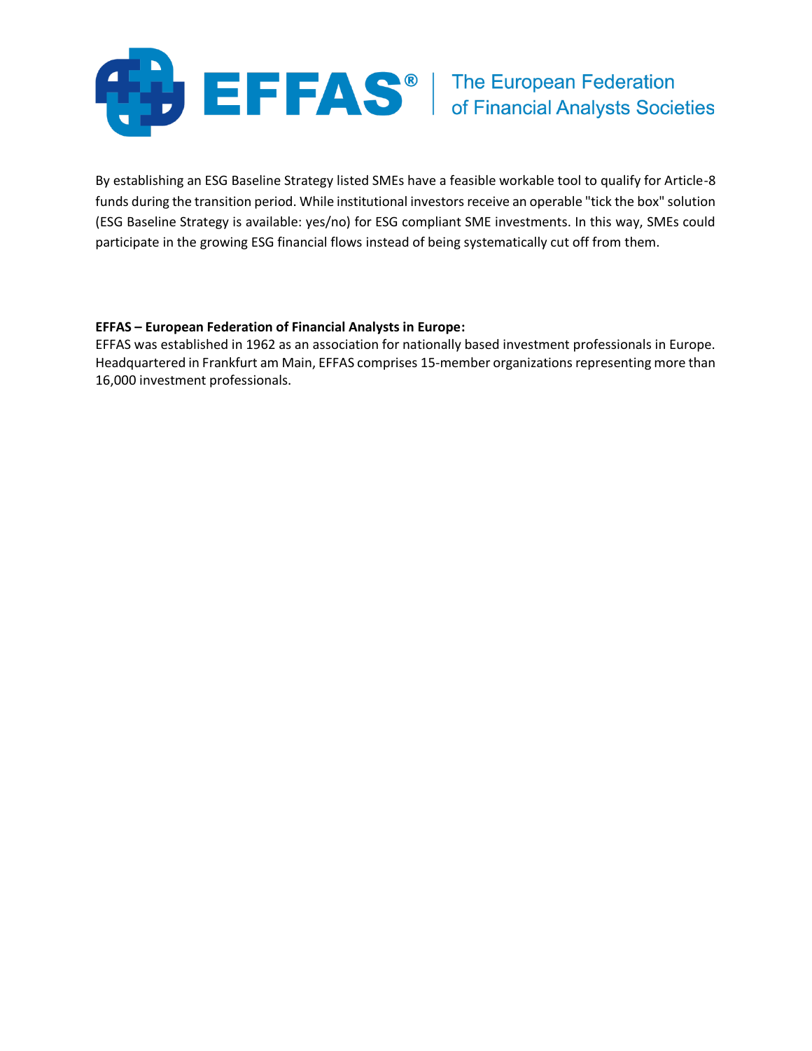By establishing an ESG Baseline Strategy listed SMEs have a feasible workable tool to qualify for Article-8 funds during the transition period. While institutional investors receive an operable "tick the box" solution (ESG Baseline Strategy is available: yes/no) for ESG compliant SME investments. In this way, SMEs could participate in the growing ESG financial flows instead of being systematically cut off from them.

**EFFAS – European Federation of Financial Analysts in Europe:**
EFFAS was established in 1962 as an association for nationally based investment professionals in Europe. Headquartered in Frankfurt am Main, EFFAS comprises 15-member organizations representing more than 16,000 investment professionals.